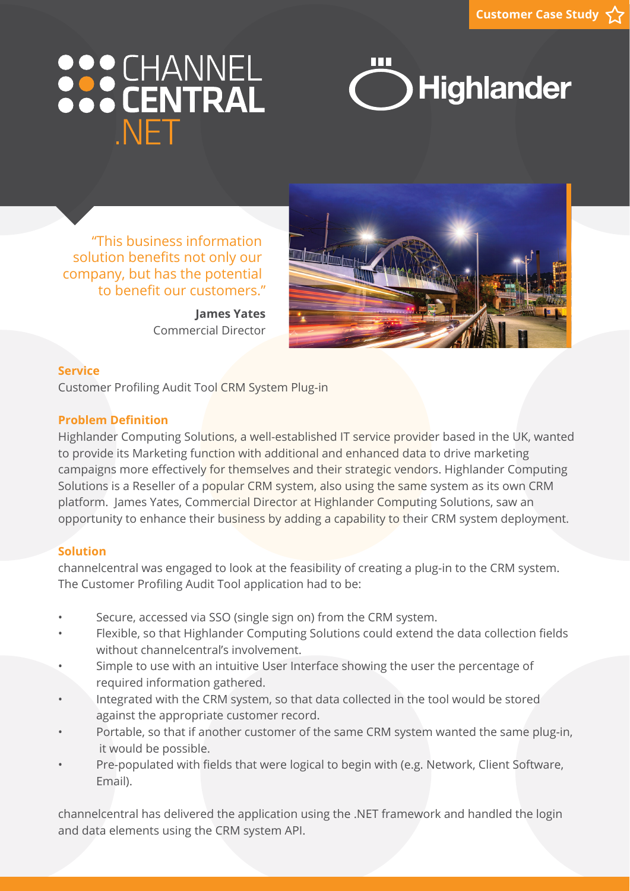Customer Case Study

CHANNEL CENTRAL .NET

Highlander

"This business information solution benefits not only our company, but has the potential to benefit our customers."

**James Yates**
Commercial Director

## Service

Customer Profiling Audit Tool CRM System Plug-in

## Problem Definition

Highlander Computing Solutions, a well-established IT service provider based in the UK, wanted to provide its Marketing function with additional and enhanced data to drive marketing campaigns more effectively for themselves and their strategic vendors. Highlander Computing Solutions is a Reseller of a popular CRM system, also using the same system as its own CRM platform. James Yates, Commercial Director at Highlander Computing Solutions, saw an opportunity to enhance their business by adding a capability to their CRM system deployment.

## Solution

channelcentral was engaged to look at the feasibility of creating a plug-in to the CRM system. The Customer Profiling Audit Tool application had to be:

- Secure, accessed via SSO (single sign on) from the CRM system.
- Flexible, so that Highlander Computing Solutions could extend the data collection fields without channelcentral's involvement.
- Simple to use with an intuitive User Interface showing the user the percentage of required information gathered.
- Integrated with the CRM system, so that data collected in the tool would be stored against the appropriate customer record.
- Portable, so that if another customer of the same CRM system wanted the same plug-in, it would be possible.
- Pre-populated with fields that were logical to begin with (e.g. Network, Client Software, Email).

channelcentral has delivered the application using the .NET framework and handled the login and data elements using the CRM system API.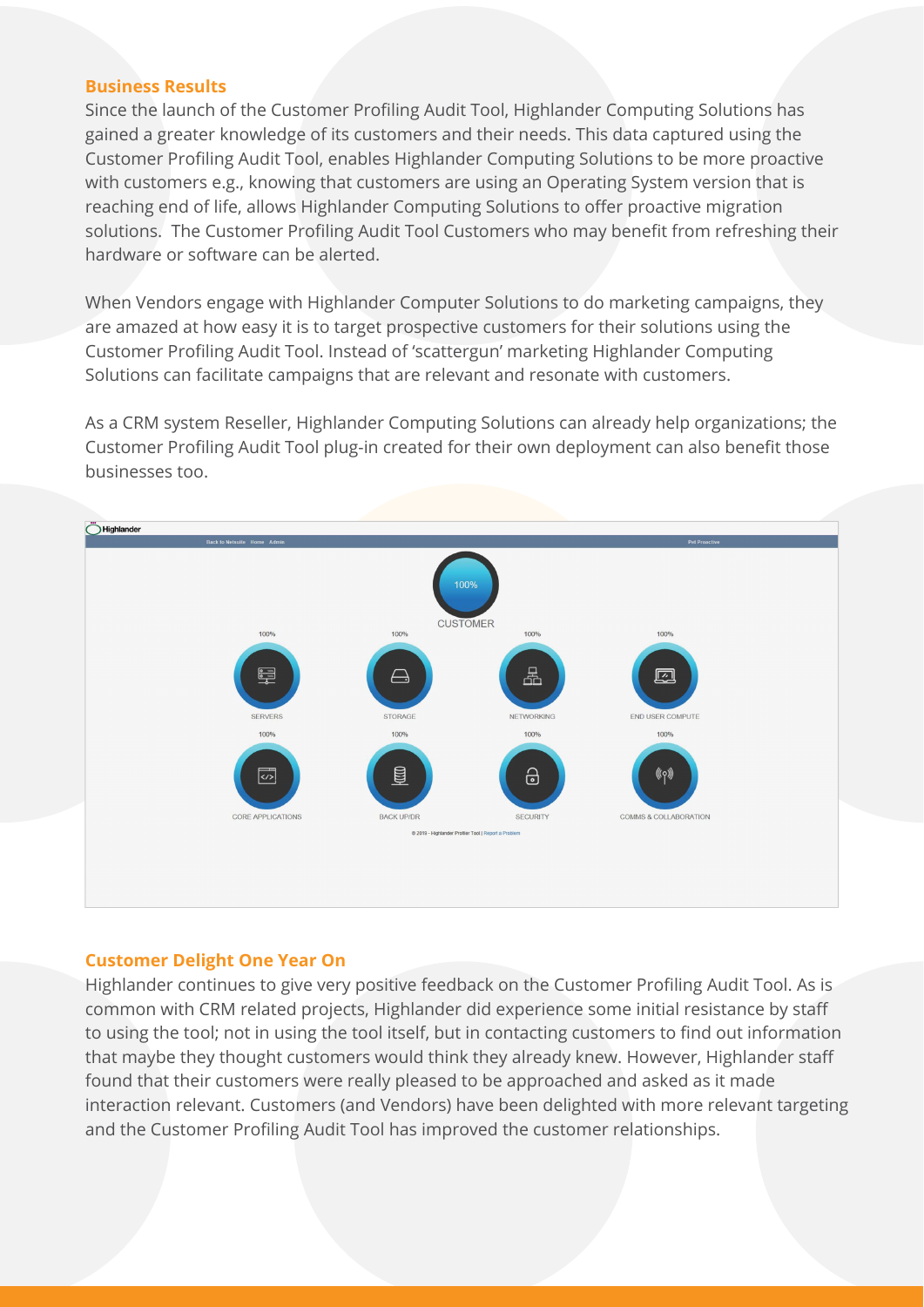## Business Results

Since the launch of the Customer Profiling Audit Tool, Highlander Computing Solutions has gained a greater knowledge of its customers and their needs. This data captured using the Customer Profiling Audit Tool, enables Highlander Computing Solutions to be more proactive with customers e.g., knowing that customers are using an Operating System version that is reaching end of life, allows Highlander Computing Solutions to offer proactive migration solutions. The Customer Profiling Audit Tool Customers who may benefit from refreshing their hardware or software can be alerted.

When Vendors engage with Highlander Computer Solutions to do marketing campaigns, they are amazed at how easy it is to target prospective customers for their solutions using the Customer Profiling Audit Tool. Instead of 'scattergun' marketing Highlander Computing Solutions can facilitate campaigns that are relevant and resonate with customers.

As a CRM system Reseller, Highlander Computing Solutions can already help organizations; the Customer Profiling Audit Tool plug-in created for their own deployment can also benefit those businesses too.

## Customer Delight One Year On

Highlander continues to give very positive feedback on the Customer Profiling Audit Tool. As is common with CRM related projects, Highlander did experience some initial resistance by staff to using the tool; not in using the tool itself, but in contacting customers to find out information that maybe they thought customers would think they already knew. However, Highlander staff found that their customers were really pleased to be approached and asked as it made interaction relevant. Customers (and Vendors) have been delighted with more relevant targeting and the Customer Profiling Audit Tool has improved the customer relationships.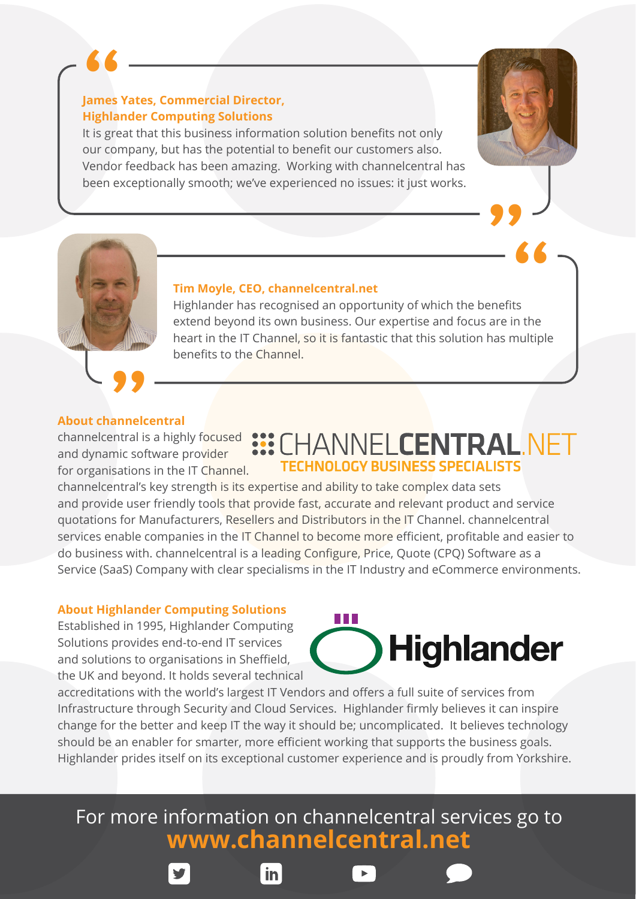**James Yates, Commercial Director, Highlander Computing Solutions**

It is great that this business information solution benefits not only our company, but has the potential to benefit our customers also. Vendor feedback has been amazing. Working with channelcentral has been exceptionally smooth; we've experienced no issues: it just works.

**Tim Moyle, CEO, channelcentral.net**

Highlander has recognised an opportunity of which the benefits extend beyond its own business. Our expertise and focus are in the heart in the IT Channel, so it is fantastic that this solution has multiple benefits to the Channel.

## About channelcentral

CHANNELCENTRAL.NET
TECHNOLOGY BUSINESS SPECIALISTS

channelcentral is a highly focused and dynamic software provider for organisations in the IT Channel. channelcentral's key strength is its expertise and ability to take complex data sets and provide user friendly tools that provide fast, accurate and relevant product and service quotations for Manufacturers, Resellers and Distributors in the IT Channel. channelcentral services enable companies in the IT Channel to become more efficient, profitable and easier to do business with. channelcentral is a leading Configure, Price, Quote (CPQ) Software as a Service (SaaS) Company with clear specialisms in the IT Industry and eCommerce environments.

## About Highlander Computing Solutions

Highlander

Established in 1995, Highlander Computing Solutions provides end-to-end IT services and solutions to organisations in Sheffield, the UK and beyond. It holds several technical accreditations with the world's largest IT Vendors and offers a full suite of services from Infrastructure through Security and Cloud Services. Highlander firmly believes it can inspire change for the better and keep IT the way it should be; uncomplicated. It believes technology should be an enabler for smarter, more efficient working that supports the business goals. Highlander prides itself on its exceptional customer experience and is proudly from Yorkshire.

For more information on channelcentral services go to
**www.channelcentral.net**